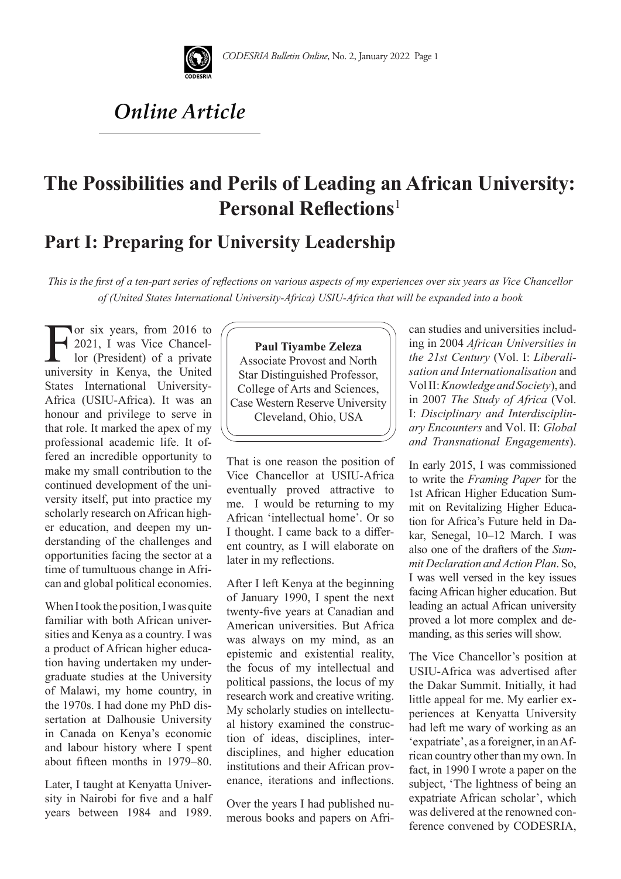*Online Article*

# The Possibilities and Perils of Leading an African University: Personal Reflections[1]

## Part I: Preparing for University Leadership

*This is the first of a ten-part series of reflections on various aspects of my experiences over six years as Vice Chancellor of (United States International University-Africa) USIU-Africa that will be expanded into a book*

**Paul Tiyambe Zeleza**
Associate Provost and North Star Distinguished Professor, College of Arts and Sciences, Case Western Reserve University
Cleveland, Ohio, USA

For six years, from 2016 to 2021, I was Vice Chancellor (President) of a private university in Kenya, the United States International University-Africa (USIU-Africa). It was an honour and privilege to serve in that role. It marked the apex of my professional academic life. It offered an incredible opportunity to make my small contribution to the continued development of the university itself, put into practice my scholarly research on African higher education, and deepen my understanding of the challenges and opportunities facing the sector at a time of tumultuous change in African and global political economies.

When I took the position, I was quite familiar with both African universities and Kenya as a country. I was a product of African higher education having undertaken my undergraduate studies at the University of Malawi, my home country, in the 1970s. I had done my PhD dissertation at Dalhousie University in Canada on Kenya's economic and labour history where I spent about fifteen months in 1979–80.

Later, I taught at Kenyatta University in Nairobi for five and a half years between 1984 and 1989. That is one reason the position of Vice Chancellor at USIU-Africa eventually proved attractive to me. I would be returning to my African 'intellectual home'. Or so I thought. I came back to a different country, as I will elaborate on later in my reflections.

After I left Kenya at the beginning of January 1990, I spent the next twenty-five years at Canadian and American universities. But Africa was always on my mind, as an epistemic and existential reality, the focus of my intellectual and political passions, the locus of my research work and creative writing. My scholarly studies on intellectual history examined the construction of ideas, disciplines, interdisciplines, and higher education institutions and their African provenance, iterations and inflections.

Over the years I had published numerous books and papers on African studies and universities including in 2004 *African Universities in the 21st Century* (Vol. I: *Liberalisation and Internationalisation* and Vol II: *Knowledge and Society*), and in 2007 *The Study of Africa* (Vol. I: *Disciplinary and Interdisciplinary Encounters* and Vol. II: *Global and Transnational Engagements*).

In early 2015, I was commissioned to write the *Framing Paper* for the 1st African Higher Education Summit on Revitalizing Higher Education for Africa's Future held in Dakar, Senegal, 10–12 March. I was also one of the drafters of the *Summit Declaration and Action Plan*. So, I was well versed in the key issues facing African higher education. But leading an actual African university proved a lot more complex and demanding, as this series will show.

The Vice Chancellor's position at USIU-Africa was advertised after the Dakar Summit. Initially, it had little appeal for me. My earlier experiences at Kenyatta University had left me wary of working as an 'expatriate', as a foreigner, in an African country other than my own. In fact, in 1990 I wrote a paper on the subject, 'The lightness of being an expatriate African scholar', which was delivered at the renowned conference convened by CODESRIA,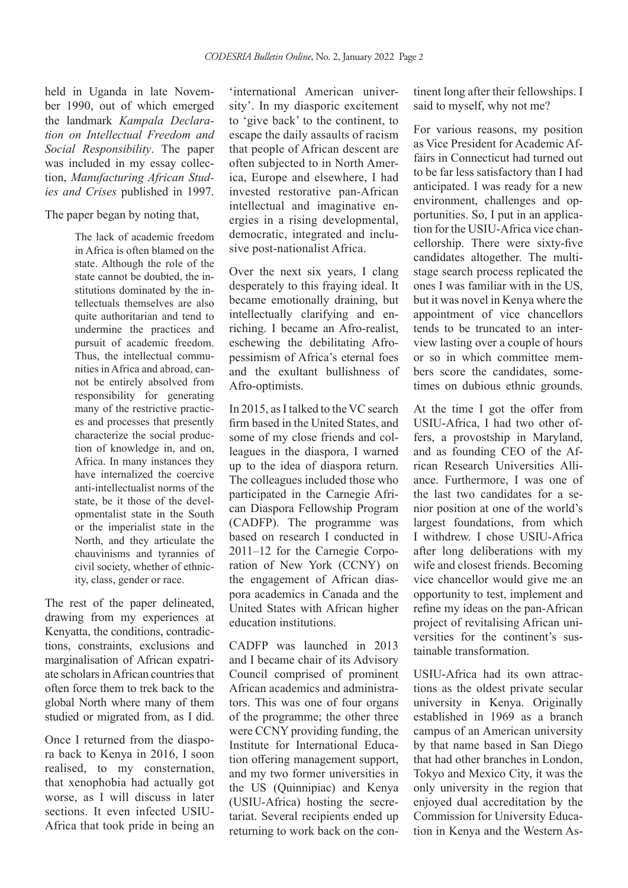held in Uganda in late November 1990, out of which emerged the landmark *Kampala Declaration on Intellectual Freedom and Social Responsibility*. The paper was included in my essay collection, *Manufacturing African Studies and Crises* published in 1997.

The paper began by noting that,

> The lack of academic freedom in Africa is often blamed on the state. Although the role of the state cannot be doubted, the institutions dominated by the intellectuals themselves are also quite authoritarian and tend to undermine the practices and pursuit of academic freedom. Thus, the intellectual communities in Africa and abroad, cannot be entirely absolved from responsibility for generating many of the restrictive practices and processes that presently characterize the social production of knowledge in, and on, Africa. In many instances they have internalized the coercive anti-intellectualist norms of the state, be it those of the developmentalist state in the South or the imperialist state in the North, and they articulate the chauvinisms and tyrannies of civil society, whether of ethnicity, class, gender or race.

The rest of the paper delineated, drawing from my experiences at Kenyatta, the conditions, contradictions, constraints, exclusions and marginalisation of African expatriate scholars in African countries that often force them to trek back to the global North where many of them studied or migrated from, as I did.

Once I returned from the diaspora back to Kenya in 2016, I soon realised, to my consternation, that xenophobia had actually got worse, as I will discuss in later sections. It even infected USIU-Africa that took pride in being an 'international American university'. In my diasporic excitement to 'give back' to the continent, to escape the daily assaults of racism that people of African descent are often subjected to in North America, Europe and elsewhere, I had invested restorative pan-African intellectual and imaginative energies in a rising developmental, democratic, integrated and inclusive post-nationalist Africa.

Over the next six years, I clang desperately to this fraying ideal. It became emotionally draining, but intellectually clarifying and enriching. I became an Afro-realist, eschewing the debilitating Afro-pessimism of Africa's eternal foes and the exultant bullishness of Afro-optimists.

In 2015, as I talked to the VC search firm based in the United States, and some of my close friends and colleagues in the diaspora, I warned up to the idea of diaspora return. The colleagues included those who participated in the Carnegie African Diaspora Fellowship Program (CADFP). The programme was based on research I conducted in 2011–12 for the Carnegie Corporation of New York (CCNY) on the engagement of African diaspora academics in Canada and the United States with African higher education institutions.

CADFP was launched in 2013 and I became chair of its Advisory Council comprised of prominent African academics and administrators. This was one of four organs of the programme; the other three were CCNY providing funding, the Institute for International Education offering management support, and my two former universities in the US (Quinnipiac) and Kenya (USIU-Africa) hosting the secretariat. Several recipients ended up returning to work back on the continent long after their fellowships. I said to myself, why not me?

For various reasons, my position as Vice President for Academic Affairs in Connecticut had turned out to be far less satisfactory than I had anticipated. I was ready for a new environment, challenges and opportunities. So, I put in an application for the USIU-Africa vice chancellorship. There were sixty-five candidates altogether. The multi-stage search process replicated the ones I was familiar with in the US, but it was novel in Kenya where the appointment of vice chancellors tends to be truncated to an interview lasting over a couple of hours or so in which committee members score the candidates, sometimes on dubious ethnic grounds.

At the time I got the offer from USIU-Africa, I had two other offers, a provostship in Maryland, and as founding CEO of the African Research Universities Alliance. Furthermore, I was one of the last two candidates for a senior position at one of the world's largest foundations, from which I withdrew. I chose USIU-Africa after long deliberations with my wife and closest friends. Becoming vice chancellor would give me an opportunity to test, implement and refine my ideas on the pan-African project of revitalising African universities for the continent's sustainable transformation.

USIU-Africa had its own attractions as the oldest private secular university in Kenya. Originally established in 1969 as a branch campus of an American university by that name based in San Diego that had other branches in London, Tokyo and Mexico City, it was the only university in the region that enjoyed dual accreditation by the Commission for University Education in Kenya and the Western As-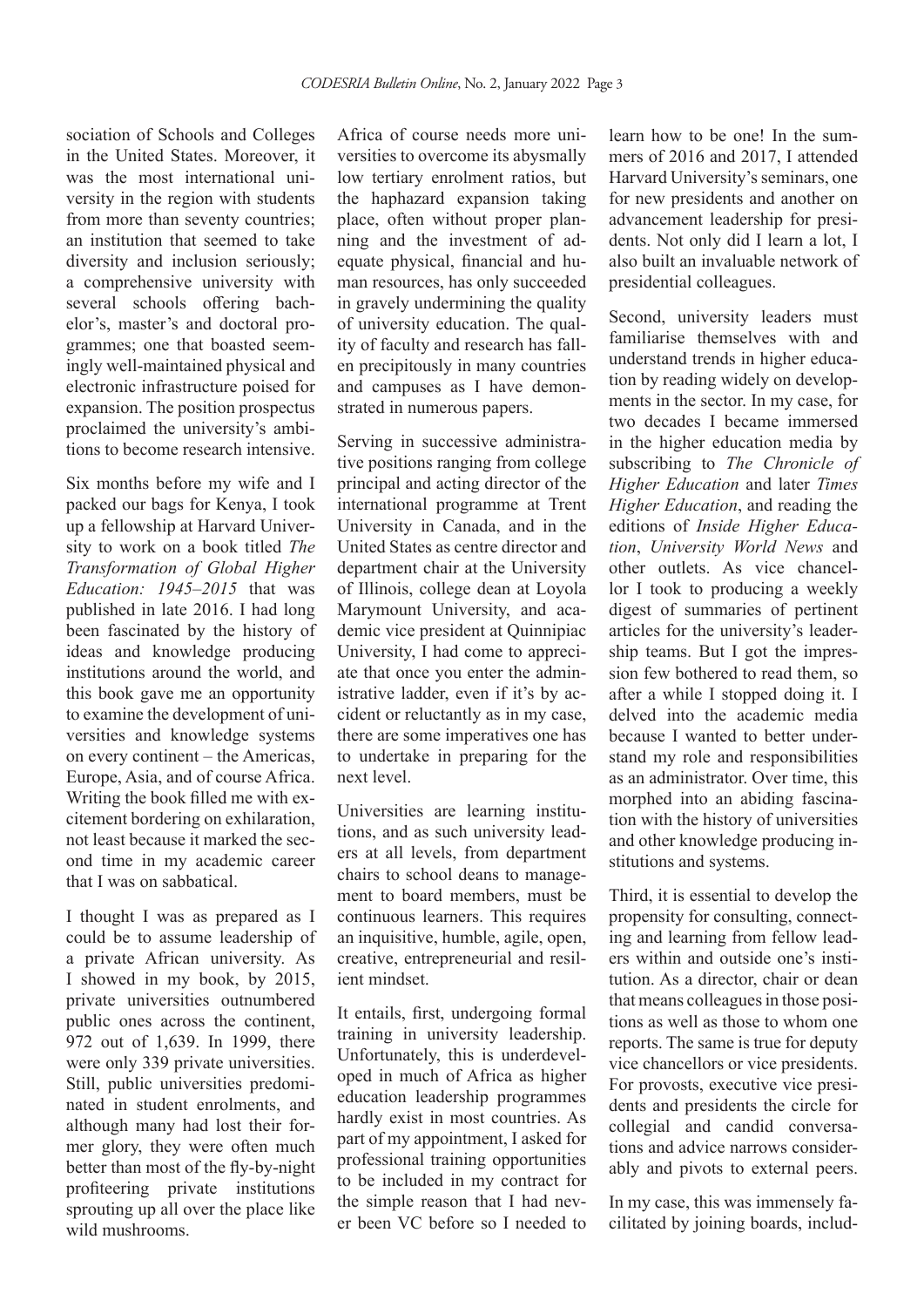sociation of Schools and Colleges in the United States. Moreover, it was the most international university in the region with students from more than seventy countries; an institution that seemed to take diversity and inclusion seriously; a comprehensive university with several schools offering bachelor's, master's and doctoral programmes; one that boasted seemingly well-maintained physical and electronic infrastructure poised for expansion. The position prospectus proclaimed the university's ambitions to become research intensive.

Six months before my wife and I packed our bags for Kenya, I took up a fellowship at Harvard University to work on a book titled *The Transformation of Global Higher Education: 1945–2015* that was published in late 2016. I had long been fascinated by the history of ideas and knowledge producing institutions around the world, and this book gave me an opportunity to examine the development of universities and knowledge systems on every continent – the Americas, Europe, Asia, and of course Africa. Writing the book filled me with excitement bordering on exhilaration, not least because it marked the second time in my academic career that I was on sabbatical.

I thought I was as prepared as I could be to assume leadership of a private African university. As I showed in my book, by 2015, private universities outnumbered public ones across the continent, 972 out of 1,639. In 1999, there were only 339 private universities. Still, public universities predominated in student enrolments, and although many had lost their former glory, they were often much better than most of the fly-by-night profiteering private institutions sprouting up all over the place like wild mushrooms.

Africa of course needs more universities to overcome its abysmally low tertiary enrolment ratios, but the haphazard expansion taking place, often without proper planning and the investment of adequate physical, financial and human resources, has only succeeded in gravely undermining the quality of university education. The quality of faculty and research has fallen precipitously in many countries and campuses as I have demonstrated in numerous papers.

Serving in successive administrative positions ranging from college principal and acting director of the international programme at Trent University in Canada, and in the United States as centre director and department chair at the University of Illinois, college dean at Loyola Marymount University, and academic vice president at Quinnipiac University, I had come to appreciate that once you enter the administrative ladder, even if it's by accident or reluctantly as in my case, there are some imperatives one has to undertake in preparing for the next level.

Universities are learning institutions, and as such university leaders at all levels, from department chairs to school deans to management to board members, must be continuous learners. This requires an inquisitive, humble, agile, open, creative, entrepreneurial and resilient mindset.

It entails, first, undergoing formal training in university leadership. Unfortunately, this is underdeveloped in much of Africa as higher education leadership programmes hardly exist in most countries. As part of my appointment, I asked for professional training opportunities to be included in my contract for the simple reason that I had never been VC before so I needed to learn how to be one! In the summers of 2016 and 2017, I attended Harvard University's seminars, one for new presidents and another on advancement leadership for presidents. Not only did I learn a lot, I also built an invaluable network of presidential colleagues.

Second, university leaders must familiarise themselves with and understand trends in higher education by reading widely on developments in the sector. In my case, for two decades I became immersed in the higher education media by subscribing to *The Chronicle of Higher Education* and later *Times Higher Education*, and reading the editions of *Inside Higher Education*, *University World News* and other outlets. As vice chancellor I took to producing a weekly digest of summaries of pertinent articles for the university's leadership teams. But I got the impression few bothered to read them, so after a while I stopped doing it. I delved into the academic media because I wanted to better understand my role and responsibilities as an administrator. Over time, this morphed into an abiding fascination with the history of universities and other knowledge producing institutions and systems.

Third, it is essential to develop the propensity for consulting, connecting and learning from fellow leaders within and outside one's institution. As a director, chair or dean that means colleagues in those positions as well as those to whom one reports. The same is true for deputy vice chancellors or vice presidents. For provosts, executive vice presidents and presidents the circle for collegial and candid conversations and advice narrows considerably and pivots to external peers.

In my case, this was immensely facilitated by joining boards, includ-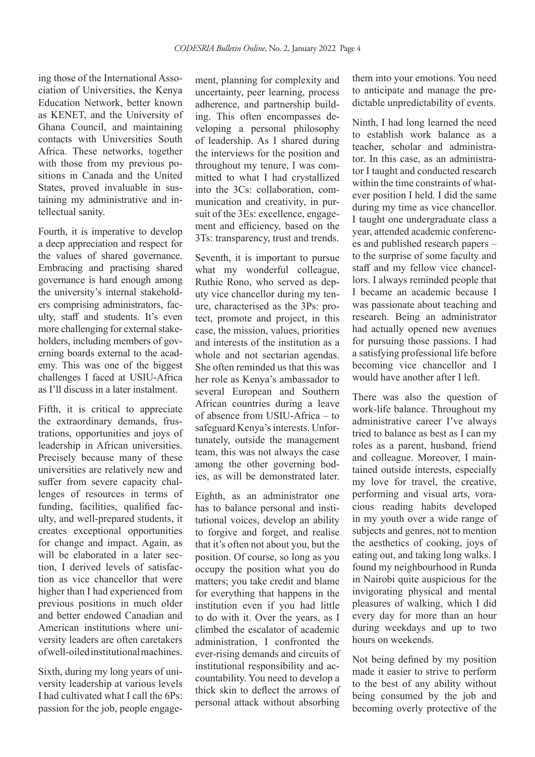ing those of the International Association of Universities, the Kenya Education Network, better known as KENET, and the University of Ghana Council, and maintaining contacts with Universities South Africa. These networks, together with those from my previous positions in Canada and the United States, proved invaluable in sustaining my administrative and intellectual sanity.

Fourth, it is imperative to develop a deep appreciation and respect for the values of shared governance. Embracing and practising shared governance is hard enough among the university's internal stakeholders comprising administrators, faculty, staff and students. It's even more challenging for external stakeholders, including members of governing boards external to the academy. This was one of the biggest challenges I faced at USIU-Africa as I'll discuss in a later instalment.

Fifth, it is critical to appreciate the extraordinary demands, frustrations, opportunities and joys of leadership in African universities. Precisely because many of these universities are relatively new and suffer from severe capacity challenges of resources in terms of funding, facilities, qualified faculty, and well-prepared students, it creates exceptional opportunities for change and impact. Again, as will be elaborated in a later section, I derived levels of satisfaction as vice chancellor that were higher than I had experienced from previous positions in much older and better endowed Canadian and American institutions where university leaders are often caretakers of well-oiled institutional machines.

Sixth, during my long years of university leadership at various levels I had cultivated what I call the 6Ps: passion for the job, people engagement, planning for complexity and uncertainty, peer learning, process adherence, and partnership building. This often encompasses developing a personal philosophy of leadership. As I shared during the interviews for the position and throughout my tenure, I was committed to what I had crystallized into the 3Cs: collaboration, communication and creativity, in pursuit of the 3Es: excellence, engagement and efficiency, based on the 3Ts: transparency, trust and trends.

Seventh, it is important to pursue what my wonderful colleague, Ruthie Rono, who served as deputy vice chancellor during my tenure, characterised as the 3Ps: protect, promote and project, in this case, the mission, values, priorities and interests of the institution as a whole and not sectarian agendas. She often reminded us that this was her role as Kenya's ambassador to several European and Southern African countries during a leave of absence from USIU-Africa – to safeguard Kenya's interests. Unfortunately, outside the management team, this was not always the case among the other governing bodies, as will be demonstrated later.

Eighth, as an administrator one has to balance personal and institutional voices, develop an ability to forgive and forget, and realise that it's often not about you, but the position. Of course, so long as you occupy the position what you do matters; you take credit and blame for everything that happens in the institution even if you had little to do with it. Over the years, as I climbed the escalator of academic administration, I confronted the ever-rising demands and circuits of institutional responsibility and accountability. You need to develop a thick skin to deflect the arrows of personal attack without absorbing them into your emotions. You need to anticipate and manage the predictable unpredictability of events.

Ninth, I had long learned the need to establish work balance as a teacher, scholar and administrator. In this case, as an administrator I taught and conducted research within the time constraints of whatever position I held. I did the same during my time as vice chancellor. I taught one undergraduate class a year, attended academic conferences and published research papers – to the surprise of some faculty and staff and my fellow vice chancellors. I always reminded people that I became an academic because I was passionate about teaching and research. Being an administrator had actually opened new avenues for pursuing those passions. I had a satisfying professional life before becoming vice chancellor and I would have another after I left.

There was also the question of work-life balance. Throughout my administrative career I've always tried to balance as best as I can my roles as a parent, husband, friend and colleague. Moreover, I maintained outside interests, especially my love for travel, the creative, performing and visual arts, voracious reading habits developed in my youth over a wide range of subjects and genres, not to mention the aesthetics of cooking, joys of eating out, and taking long walks. I found my neighbourhood in Runda in Nairobi quite auspicious for the invigorating physical and mental pleasures of walking, which I did every day for more than an hour during weekdays and up to two hours on weekends.

Not being defined by my position made it easier to strive to perform to the best of any ability without being consumed by the job and becoming overly protective of the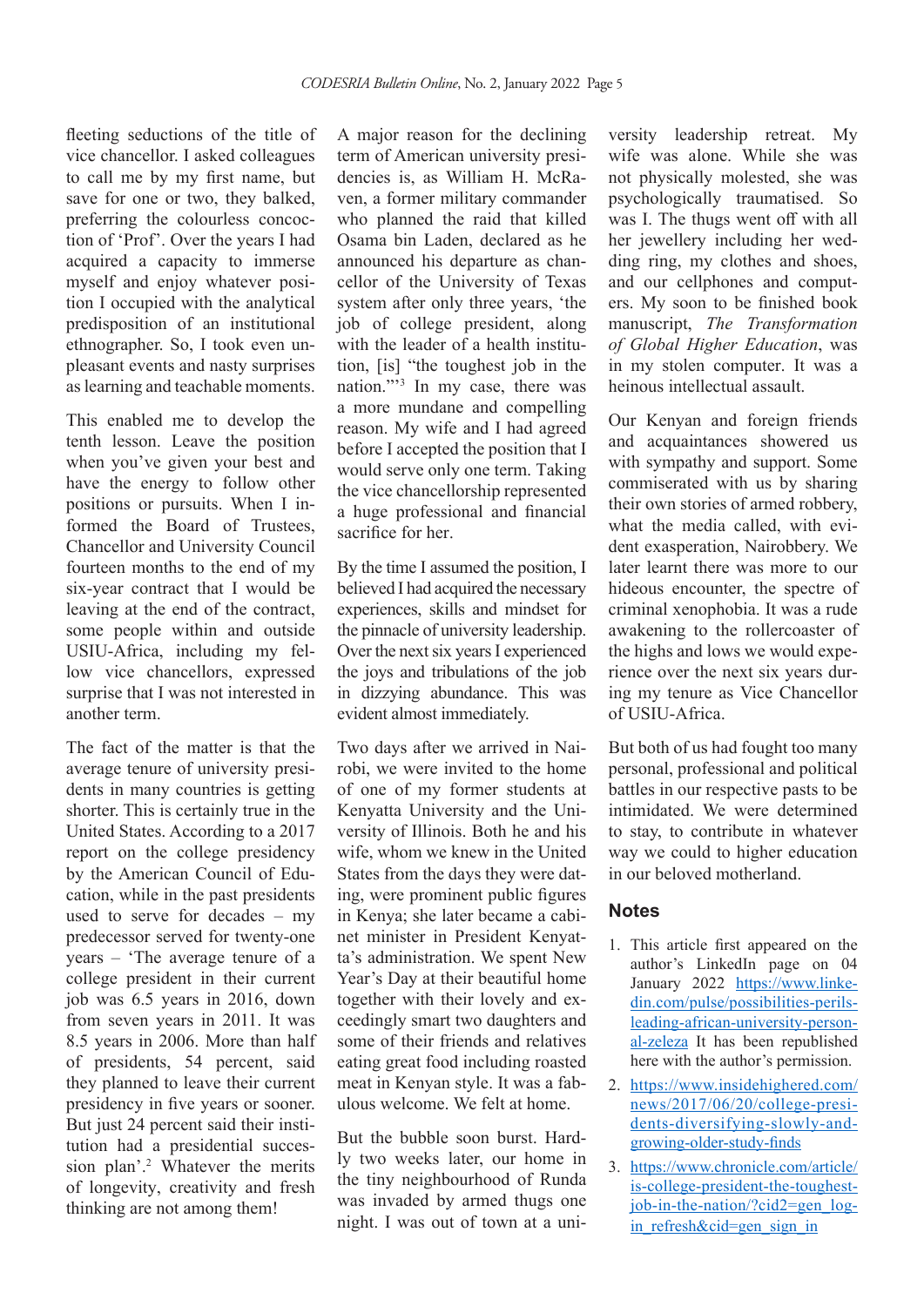fleeting seductions of the title of vice chancellor. I asked colleagues to call me by my first name, but save for one or two, they balked, preferring the colourless concoction of 'Prof'. Over the years I had acquired a capacity to immerse myself and enjoy whatever position I occupied with the analytical predisposition of an institutional ethnographer. So, I took even unpleasant events and nasty surprises as learning and teachable moments.

This enabled me to develop the tenth lesson. Leave the position when you've given your best and have the energy to follow other positions or pursuits. When I informed the Board of Trustees, Chancellor and University Council fourteen months to the end of my six-year contract that I would be leaving at the end of the contract, some people within and outside USIU-Africa, including my fellow vice chancellors, expressed surprise that I was not interested in another term.

The fact of the matter is that the average tenure of university presidents in many countries is getting shorter. This is certainly true in the United States. According to a 2017 report on the college presidency by the American Council of Education, while in the past presidents used to serve for decades – my predecessor served for twenty-one years – 'The average tenure of a college president in their current job was 6.5 years in 2016, down from seven years in 2011. It was 8.5 years in 2006. More than half of presidents, 54 percent, said they planned to leave their current presidency in five years or sooner. But just 24 percent said their institution had a presidential succession plan'.[2] Whatever the merits of longevity, creativity and fresh thinking are not among them!

A major reason for the declining term of American university presidencies is, as William H. McRaven, a former military commander who planned the raid that killed Osama bin Laden, declared as he announced his departure as chancellor of the University of Texas system after only three years, 'the job of college president, along with the leader of a health institution, [is] "the toughest job in the nation."'[3] In my case, there was a more mundane and compelling reason. My wife and I had agreed before I accepted the position that I would serve only one term. Taking the vice chancellorship represented a huge professional and financial sacrifice for her.

By the time I assumed the position, I believed I had acquired the necessary experiences, skills and mindset for the pinnacle of university leadership. Over the next six years I experienced the joys and tribulations of the job in dizzying abundance. This was evident almost immediately.

Two days after we arrived in Nairobi, we were invited to the home of one of my former students at Kenyatta University and the University of Illinois. Both he and his wife, whom we knew in the United States from the days they were dating, were prominent public figures in Kenya; she later became a cabinet minister in President Kenyatta's administration. We spent New Year's Day at their beautiful home together with their lovely and exceedingly smart two daughters and some of their friends and relatives eating great food including roasted meat in Kenyan style. It was a fabulous welcome. We felt at home.

But the bubble soon burst. Hardly two weeks later, our home in the tiny neighbourhood of Runda was invaded by armed thugs one night. I was out of town at a university leadership retreat. My wife was alone. While she was not physically molested, she was psychologically traumatised. So was I. The thugs went off with all her jewellery including her wedding ring, my clothes and shoes, and our cellphones and computers. My soon to be finished book manuscript, *The Transformation of Global Higher Education*, was in my stolen computer. It was a heinous intellectual assault.

Our Kenyan and foreign friends and acquaintances showered us with sympathy and support. Some commiserated with us by sharing their own stories of armed robbery, what the media called, with evident exasperation, Nairobbery. We later learnt there was more to our hideous encounter, the spectre of criminal xenophobia. It was a rude awakening to the rollercoaster of the highs and lows we would experience over the next six years during my tenure as Vice Chancellor of USIU-Africa.

But both of us had fought too many personal, professional and political battles in our respective pasts to be intimidated. We were determined to stay, to contribute in whatever way we could to higher education in our beloved motherland.

## Notes

1. This article first appeared on the author's LinkedIn page on 04 January 2022 https://www.linkedin.com/pulse/possibilities-perils-leading-african-university-personal-zeleza It has been republished here with the author's permission.
2. https://www.insidehighered.com/news/2017/06/20/college-presidents-diversifying-slowly-and-growing-older-study-finds
3. https://www.chronicle.com/article/is-college-president-the-toughest-job-in-the-nation/?cid2=gen_login_refresh&cid=gen_sign_in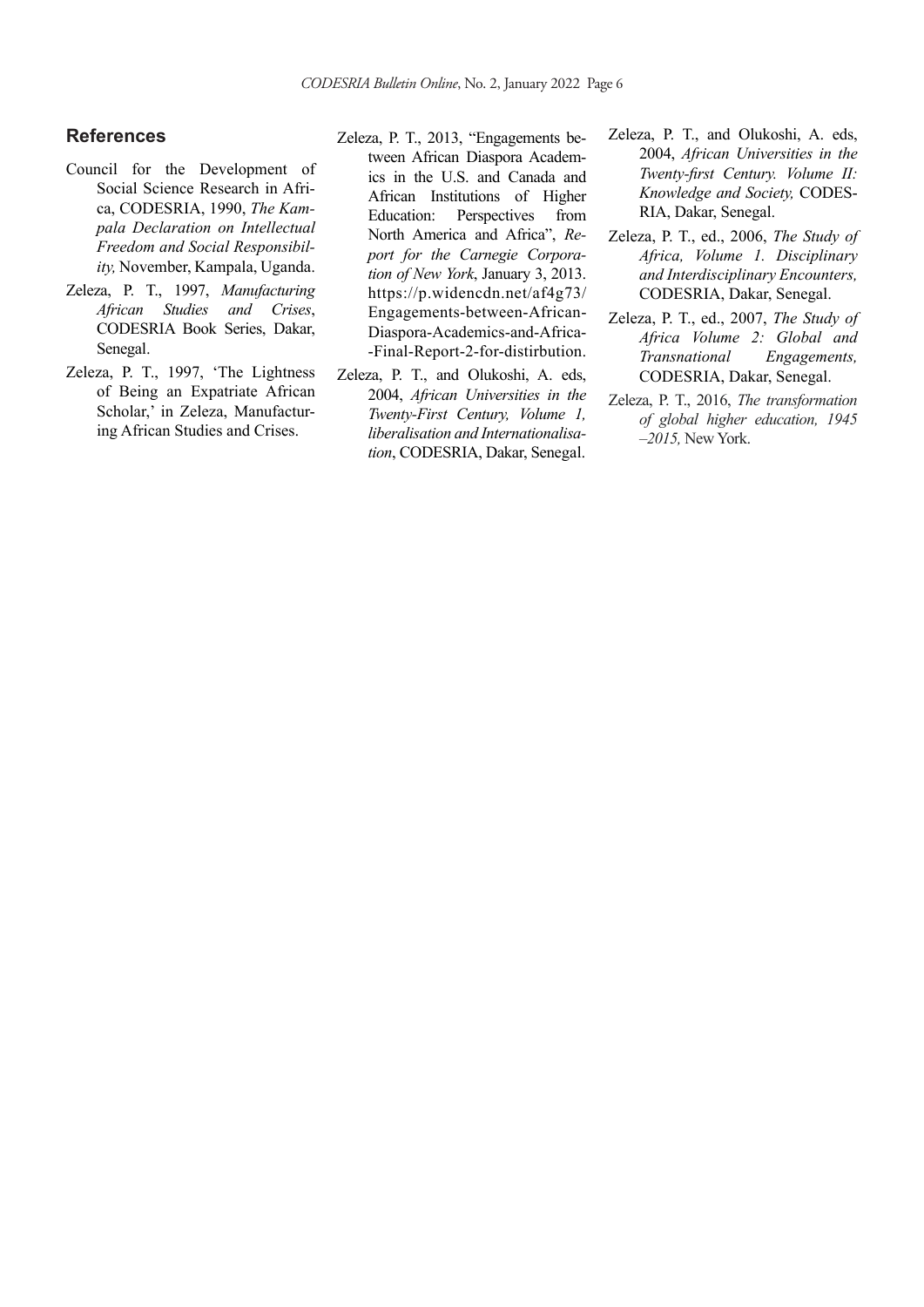## References

Council for the Development of Social Science Research in Africa, CODESRIA, 1990, *The Kampala Declaration on Intellectual Freedom and Social Responsibility,* November, Kampala, Uganda.

Zeleza, P. T., 1997, *Manufacturing African Studies and Crises*, CODESRIA Book Series, Dakar, Senegal.

Zeleza, P. T., 1997, 'The Lightness of Being an Expatriate African Scholar,' in Zeleza, Manufacturing African Studies and Crises.

Zeleza, P. T., 2013, "Engagements between African Diaspora Academics in the U.S. and Canada and African Institutions of Higher Education: Perspectives from North America and Africa", *Report for the Carnegie Corporation of New York*, January 3, 2013. https://p.widencdn.net/af4g73/Engagements-between-African-Diaspora-Academics-and-Africa--Final-Report-2-for-distirbution.

Zeleza, P. T., and Olukoshi, A. eds, 2004, *African Universities in the Twenty-First Century, Volume 1, liberalisation and Internationalisation*, CODESRIA, Dakar, Senegal.

Zeleza, P. T., and Olukoshi, A. eds, 2004, *African Universities in the Twenty-first Century. Volume II: Knowledge and Society,* CODESRIA, Dakar, Senegal.

Zeleza, P. T., ed., 2006, *The Study of Africa, Volume 1. Disciplinary and Interdisciplinary Encounters,* CODESRIA, Dakar, Senegal.

Zeleza, P. T., ed., 2007, *The Study of Africa Volume 2: Global and Transnational Engagements,* CODESRIA, Dakar, Senegal.

Zeleza, P. T., 2016, *The transformation of global higher education, 1945 –2015,* New York.